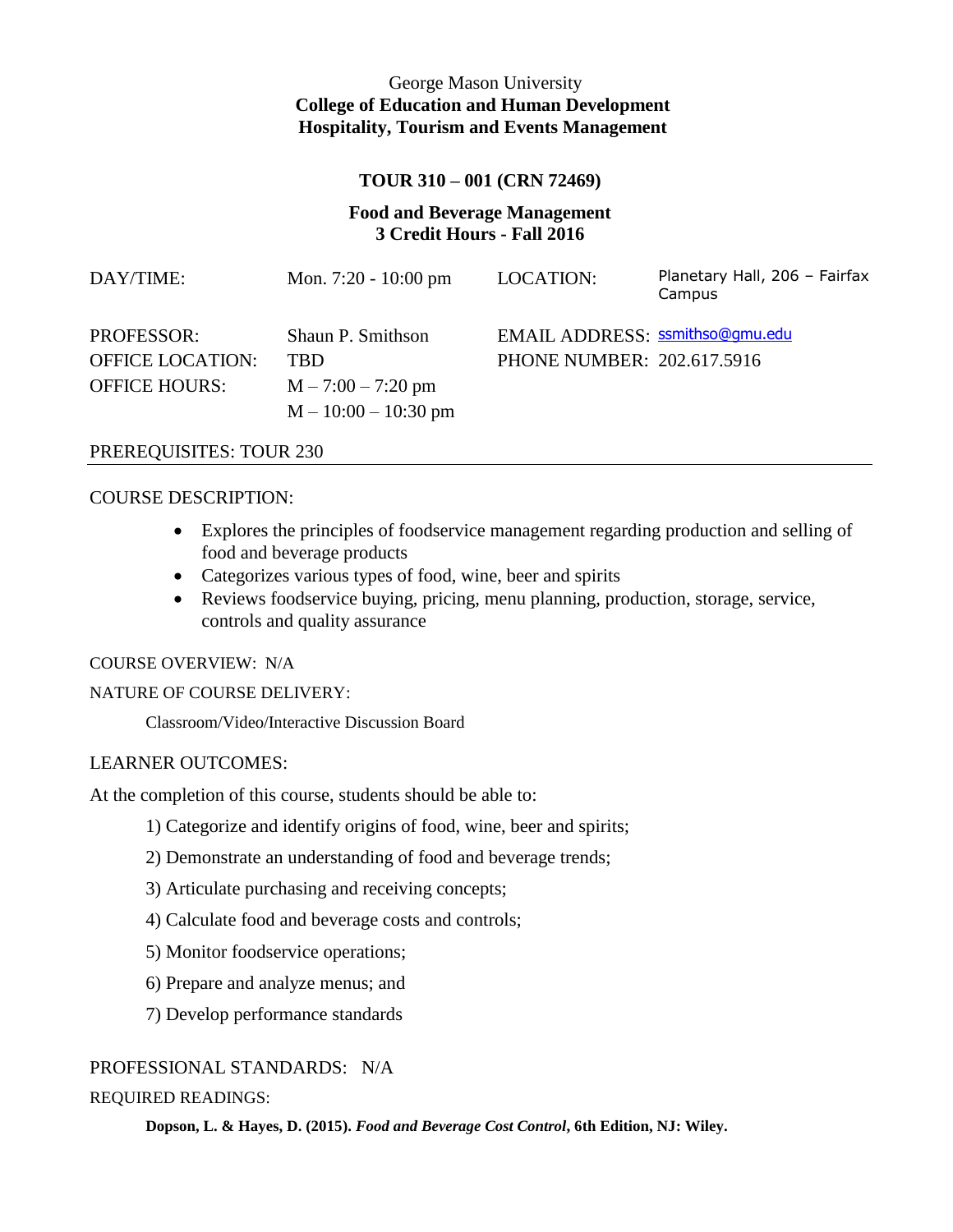George Mason University

**College of Education and Human Development**

**Hospitality, Tourism and Events Management**

**TOUR 310 – 001 (CRN 72469)**

**Food and Beverage Management**

**3 Credit Hours - Fall 2016**

| | | | |
|---|---|---|---|
| DAY/TIME: | Mon. 7:20 - 10:00 pm | LOCATION: | Planetary Hall, 206 – Fairfax Campus |
| PROFESSOR: | Shaun P. Smithson | EMAIL ADDRESS: | ssmithso@gmu.edu |
| OFFICE LOCATION: | TBD | PHONE NUMBER: | 202.617.5916 |
| OFFICE HOURS: | M – 7:00 – 7:20 pm<br>M – 10:00 – 10:30 pm | | |

PREREQUISITES: TOUR 230

COURSE DESCRIPTION:

- Explores the principles of foodservice management regarding production and selling of food and beverage products
- Categorizes various types of food, wine, beer and spirits
- Reviews foodservice buying, pricing, menu planning, production, storage, service, controls and quality assurance

COURSE OVERVIEW: N/A

NATURE OF COURSE DELIVERY:

Classroom/Video/Interactive Discussion Board

LEARNER OUTCOMES:

At the completion of this course, students should be able to:

1) Categorize and identify origins of food, wine, beer and spirits;

2) Demonstrate an understanding of food and beverage trends;

3) Articulate purchasing and receiving concepts;

4) Calculate food and beverage costs and controls;

5) Monitor foodservice operations;

6) Prepare and analyze menus; and

7) Develop performance standards

PROFESSIONAL STANDARDS: N/A

REQUIRED READINGS:

**Dopson, L. & Hayes, D. (2015).** ***Food and Beverage Cost Control*****, 6th Edition, NJ: Wiley.**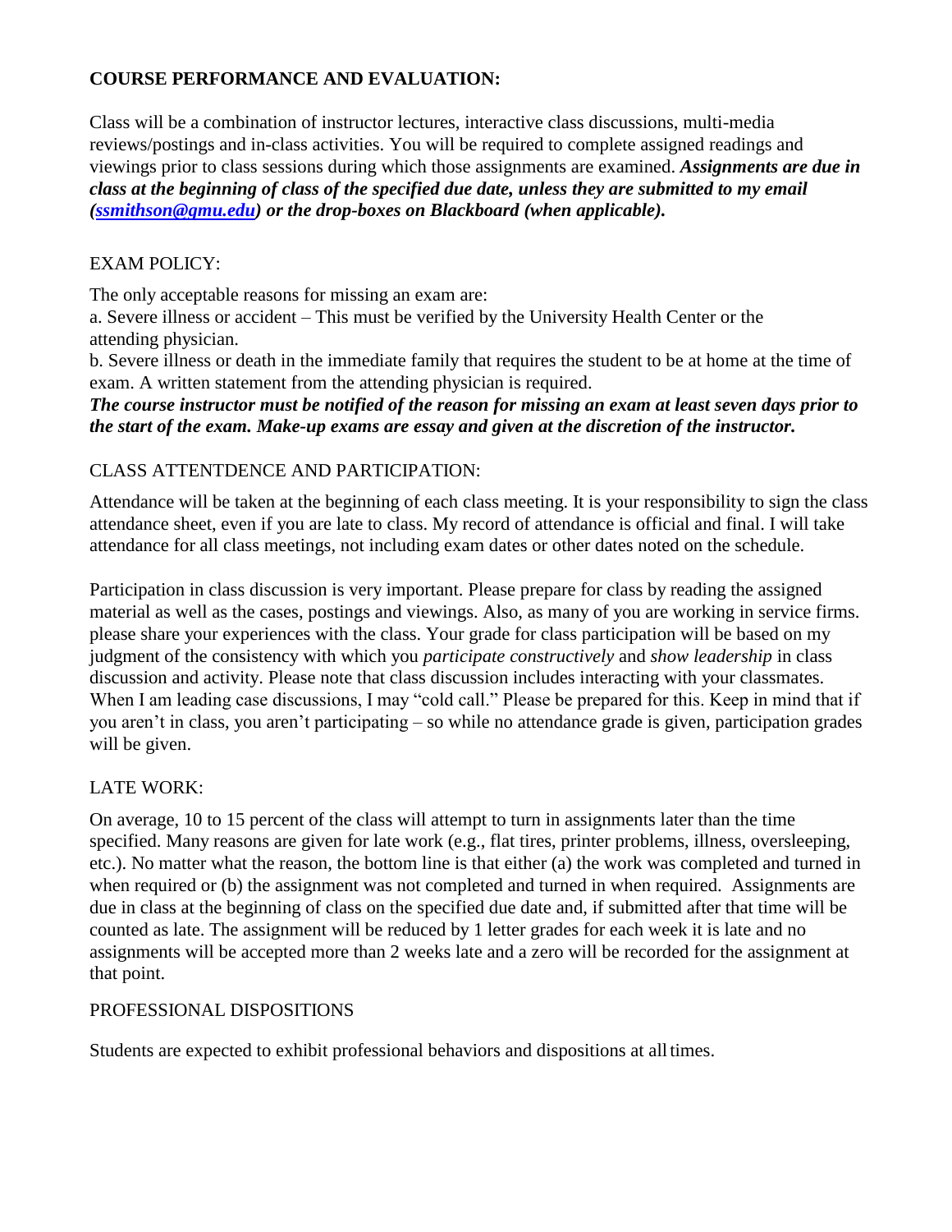## COURSE PERFORMANCE AND EVALUATION:

Class will be a combination of instructor lectures, interactive class discussions, multi-media reviews/postings and in-class activities. You will be required to complete assigned readings and viewings prior to class sessions during which those assignments are examined. ***Assignments are due in class at the beginning of class of the specified due date, unless they are submitted to my email ([ssmithson@gmu.edu](mailto:ssmithson@gmu.edu)) or the drop-boxes on Blackboard (when applicable).***

### EXAM POLICY:

The only acceptable reasons for missing an exam are:

a. Severe illness or accident – This must be verified by the University Health Center or the attending physician.

b. Severe illness or death in the immediate family that requires the student to be at home at the time of exam. A written statement from the attending physician is required.

***The course instructor must be notified of the reason for missing an exam at least seven days prior to the start of the exam. Make-up exams are essay and given at the discretion of the instructor.***

### CLASS ATTENTDENCE AND PARTICIPATION:

Attendance will be taken at the beginning of each class meeting. It is your responsibility to sign the class attendance sheet, even if you are late to class. My record of attendance is official and final. I will take attendance for all class meetings, not including exam dates or other dates noted on the schedule.

Participation in class discussion is very important. Please prepare for class by reading the assigned material as well as the cases, postings and viewings. Also, as many of you are working in service firms. please share your experiences with the class. Your grade for class participation will be based on my judgment of the consistency with which you *participate constructively* and *show leadership* in class discussion and activity. Please note that class discussion includes interacting with your classmates. When I am leading case discussions, I may "cold call." Please be prepared for this. Keep in mind that if you aren't in class, you aren't participating – so while no attendance grade is given, participation grades will be given.

### LATE WORK:

On average, 10 to 15 percent of the class will attempt to turn in assignments later than the time specified. Many reasons are given for late work (e.g., flat tires, printer problems, illness, oversleeping, etc.). No matter what the reason, the bottom line is that either (a) the work was completed and turned in when required or (b) the assignment was not completed and turned in when required. Assignments are due in class at the beginning of class on the specified due date and, if submitted after that time will be counted as late. The assignment will be reduced by 1 letter grades for each week it is late and no assignments will be accepted more than 2 weeks late and a zero will be recorded for the assignment at that point.

### PROFESSIONAL DISPOSITIONS

Students are expected to exhibit professional behaviors and dispositions at all times.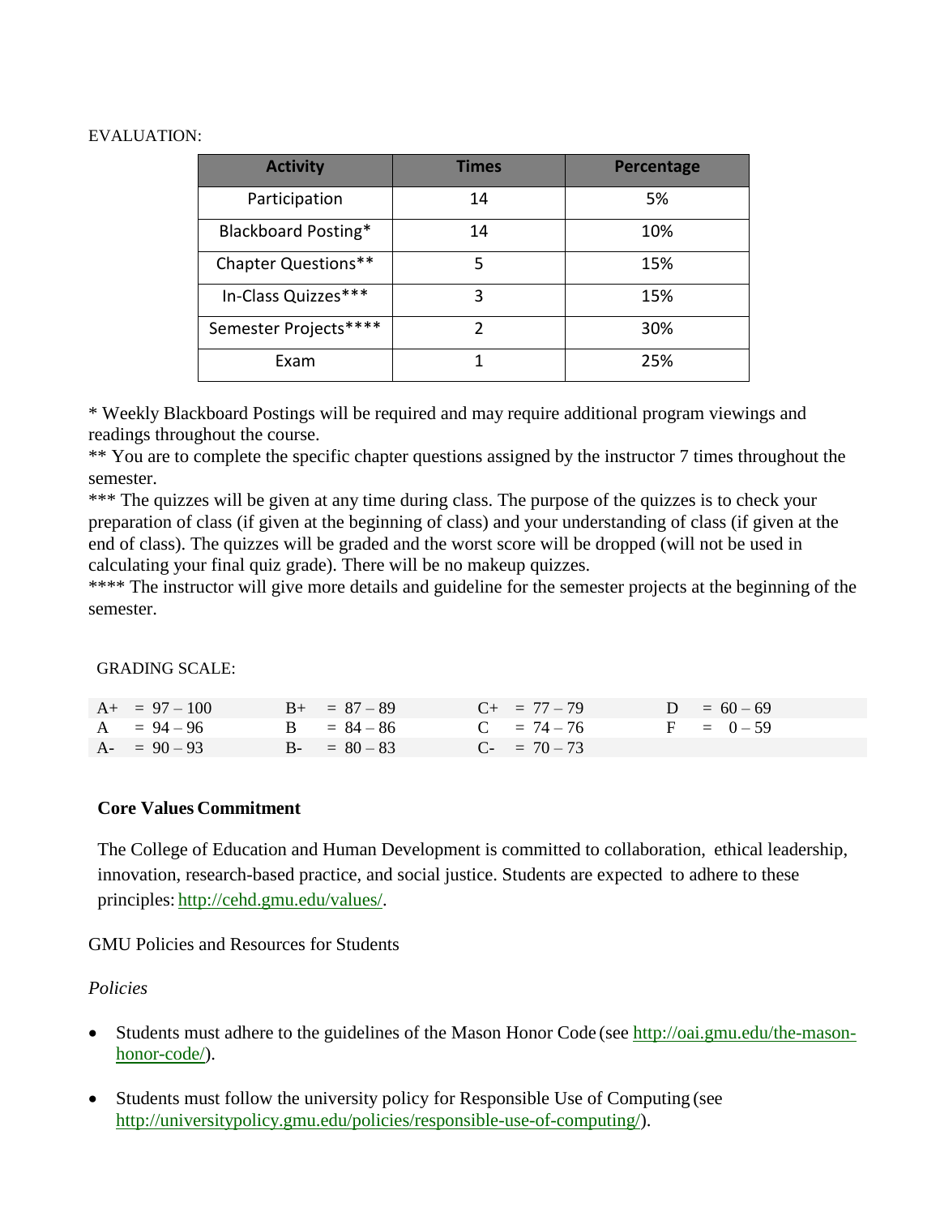EVALUATION:

| Activity | Times | Percentage |
|---|---|---|
| Participation | 14 | 5% |
| Blackboard Posting* | 14 | 10% |
| Chapter Questions** | 5 | 15% |
| In-Class Quizzes*** | 3 | 15% |
| Semester Projects**** | 2 | 30% |
| Exam | 1 | 25% |

* Weekly Blackboard Postings will be required and may require additional program viewings and readings throughout the course.
** You are to complete the specific chapter questions assigned by the instructor 7 times throughout the semester.
*** The quizzes will be given at any time during class. The purpose of the quizzes is to check your preparation of class (if given at the beginning of class) and your understanding of class (if given at the end of class). The quizzes will be graded and the worst score will be dropped (will not be used in calculating your final quiz grade). There will be no makeup quizzes.
**** The instructor will give more details and guideline for the semester projects at the beginning of the semester.

GRADING SCALE:

| | | | |
|---|---|---|---|
| A+ = 97 – 100 | B+ = 87 – 89 | C+ = 77 – 79 | D = 60 – 69 |
| A = 94 – 96 | B = 84 – 86 | C = 74 – 76 | F = 0 – 59 |
| A- = 90 – 93 | B- = 80 – 83 | C- = 70 – 73 | |

**Core Values Commitment**

The College of Education and Human Development is committed to collaboration, ethical leadership, innovation, research-based practice, and social justice. Students are expected to adhere to these principles: http://cehd.gmu.edu/values/.

GMU Policies and Resources for Students

*Policies*

- Students must adhere to the guidelines of the Mason Honor Code (see http://oai.gmu.edu/the-mason-honor-code/).

- Students must follow the university policy for Responsible Use of Computing (see http://universitypolicy.gmu.edu/policies/responsible-use-of-computing/).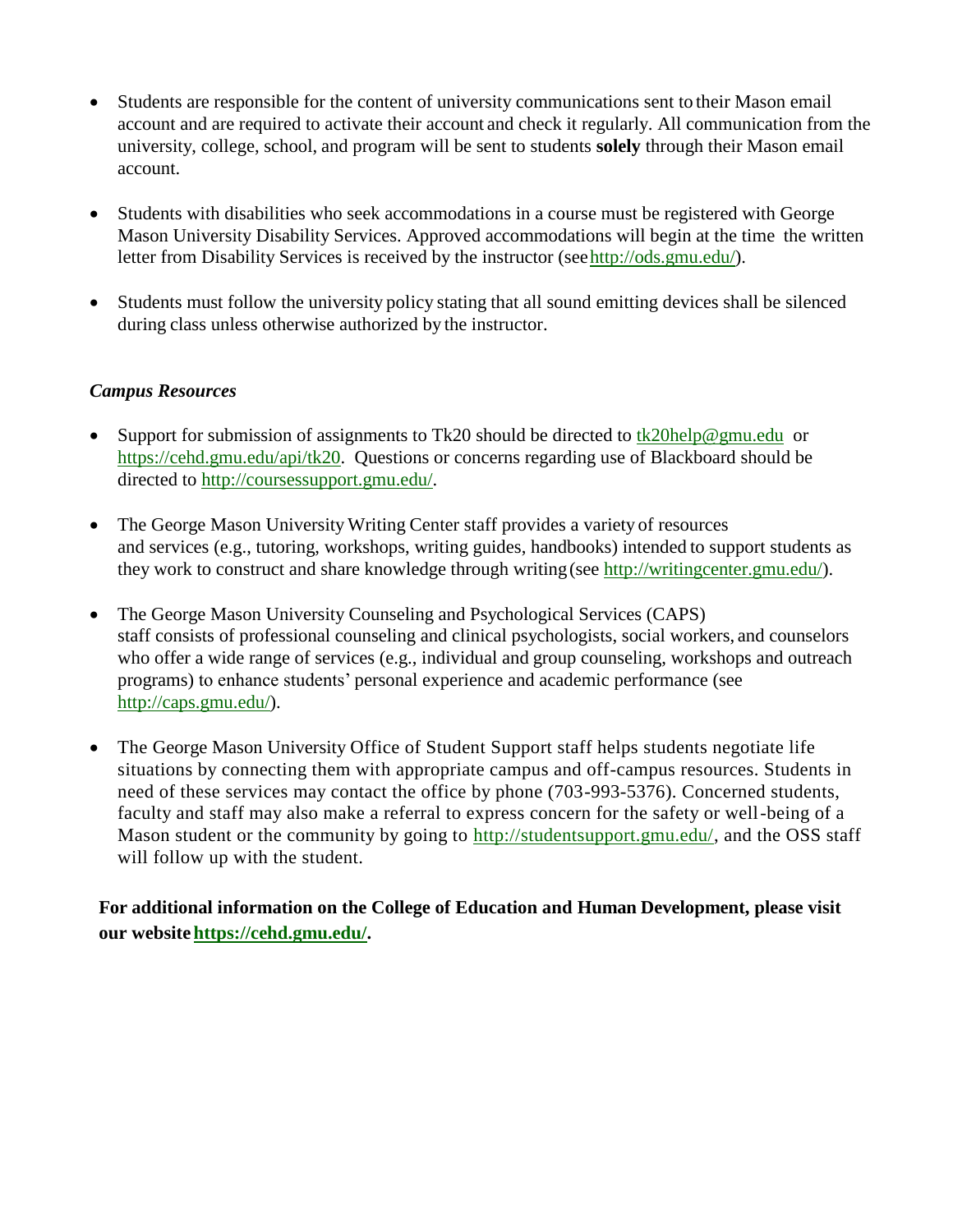- Students are responsible for the content of university communications sent to their Mason email account and are required to activate their account and check it regularly. All communication from the university, college, school, and program will be sent to students **solely** through their Mason email account.

- Students with disabilities who seek accommodations in a course must be registered with George Mason University Disability Services. Approved accommodations will begin at the time the written letter from Disability Services is received by the instructor (see http://ods.gmu.edu/).

- Students must follow the university policy stating that all sound emitting devices shall be silenced during class unless otherwise authorized by the instructor.

### *Campus Resources*

- Support for submission of assignments to Tk20 should be directed to tk20help@gmu.edu or https://cehd.gmu.edu/api/tk20. Questions or concerns regarding use of Blackboard should be directed to http://coursessupport.gmu.edu/.

- The George Mason University Writing Center staff provides a variety of resources and services (e.g., tutoring, workshops, writing guides, handbooks) intended to support students as they work to construct and share knowledge through writing (see http://writingcenter.gmu.edu/).

- The George Mason University Counseling and Psychological Services (CAPS) staff consists of professional counseling and clinical psychologists, social workers, and counselors who offer a wide range of services (e.g., individual and group counseling, workshops and outreach programs) to enhance students' personal experience and academic performance (see http://caps.gmu.edu/).

- The George Mason University Office of Student Support staff helps students negotiate life situations by connecting them with appropriate campus and off-campus resources. Students in need of these services may contact the office by phone (703-993-5376). Concerned students, faculty and staff may also make a referral to express concern for the safety or well-being of a Mason student or the community by going to http://studentsupport.gmu.edu/, and the OSS staff will follow up with the student.

**For additional information on the College of Education and Human Development, please visit our website https://cehd.gmu.edu/.**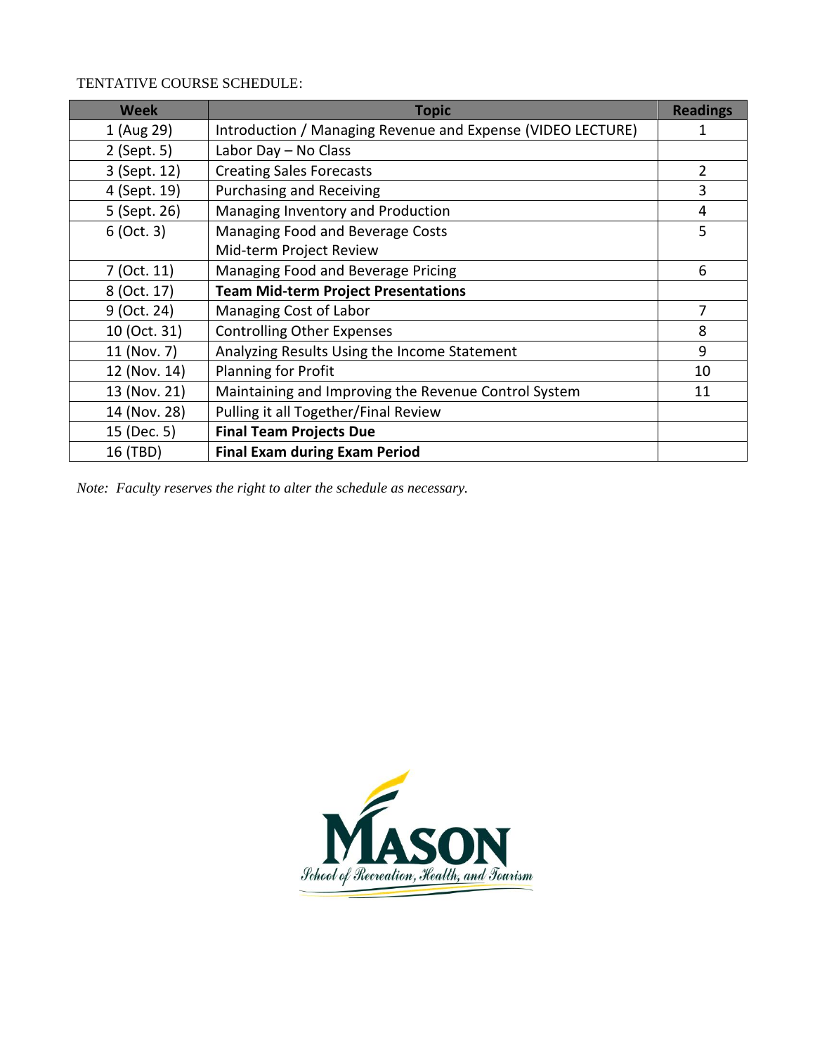TENTATIVE COURSE SCHEDULE:

| Week | Topic | Readings |
|---|---|---|
| 1 (Aug 29) | Introduction / Managing Revenue and Expense (VIDEO LECTURE) | 1 |
| 2 (Sept. 5) | Labor Day – No Class | |
| 3 (Sept. 12) | Creating Sales Forecasts | 2 |
| 4 (Sept. 19) | Purchasing and Receiving | 3 |
| 5 (Sept. 26) | Managing Inventory and Production | 4 |
| 6 (Oct. 3) | Managing Food and Beverage Costs<br>Mid-term Project Review | 5 |
| 7 (Oct. 11) | Managing Food and Beverage Pricing | 6 |
| 8 (Oct. 17) | **Team Mid-term Project Presentations** | |
| 9 (Oct. 24) | Managing Cost of Labor | 7 |
| 10 (Oct. 31) | Controlling Other Expenses | 8 |
| 11 (Nov. 7) | Analyzing Results Using the Income Statement | 9 |
| 12 (Nov. 14) | Planning for Profit | 10 |
| 13 (Nov. 21) | Maintaining and Improving the Revenue Control System | 11 |
| 14 (Nov. 28) | Pulling it all Together/Final Review | |
| 15 (Dec. 5) | **Final Team Projects Due** | |
| 16 (TBD) | **Final Exam during Exam Period** | |

*Note: Faculty reserves the right to alter the schedule as necessary.*

MASON

School of Recreation, Health, and Tourism